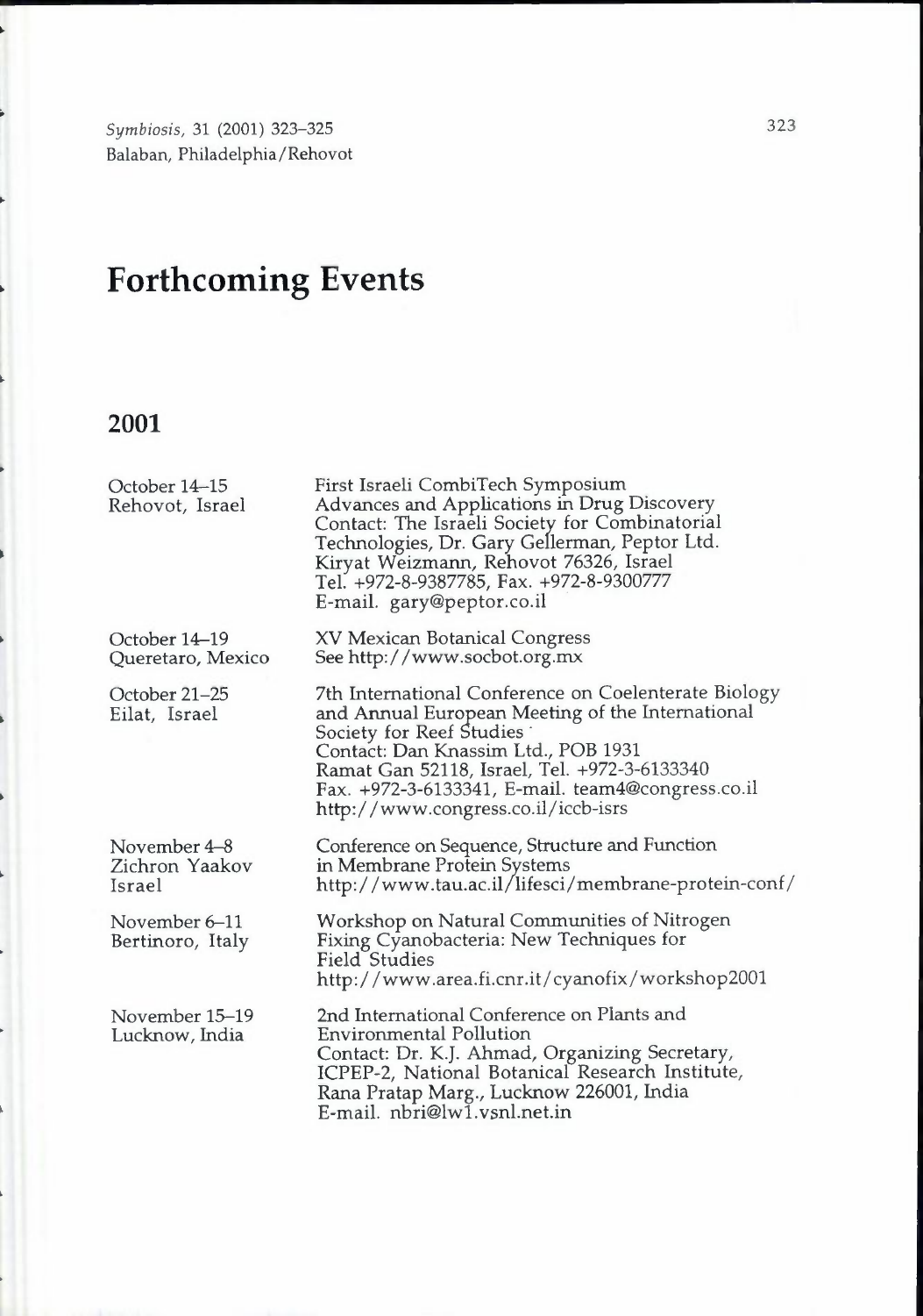# Forthcoming Events

## 2001

| | |
|---|---|
| October 14–15<br>Rehovot, Israel | First Israeli CombiTech Symposium<br>Advances and Applications in Drug Discovery<br>Contact: The Israeli Society for Combinatorial Technologies, Dr. Gary Gellerman, Peptor Ltd. Kiryat Weizmann, Rehovot 76326, Israel<br>Tel. +972-8-9387785, Fax. +972-8-9300777<br>E-mail. gary@peptor.co.il |
| October 14–19<br>Queretaro, Mexico | XV Mexican Botanical Congress<br>See http://www.socbot.org.mx |
| October 21–25<br>Eilat, Israel | 7th International Conference on Coelenterate Biology and Annual European Meeting of the International Society for Reef Studies<br>Contact: Dan Knassim Ltd., POB 1931<br>Ramat Gan 52118, Israel, Tel. +972-3-6133340<br>Fax. +972-3-6133341, E-mail. team4@congress.co.il<br>http://www.congress.co.il/iccb-isrs |
| November 4–8<br>Zichron Yaakov<br>Israel | Conference on Sequence, Structure and Function in Membrane Protein Systems<br>http://www.tau.ac.il/lifesci/membrane-protein-conf/ |
| November 6–11<br>Bertinoro, Italy | Workshop on Natural Communities of Nitrogen Fixing Cyanobacteria: New Techniques for Field Studies<br>http://www.area.fi.cnr.it/cyanofix/workshop2001 |
| November 15–19<br>Lucknow, India | 2nd International Conference on Plants and Environmental Pollution<br>Contact: Dr. K.J. Ahmad, Organizing Secretary, ICPEP-2, National Botanical Research Institute, Rana Pratap Marg., Lucknow 226001, India<br>E-mail. nbri@lw1.vsnl.net.in |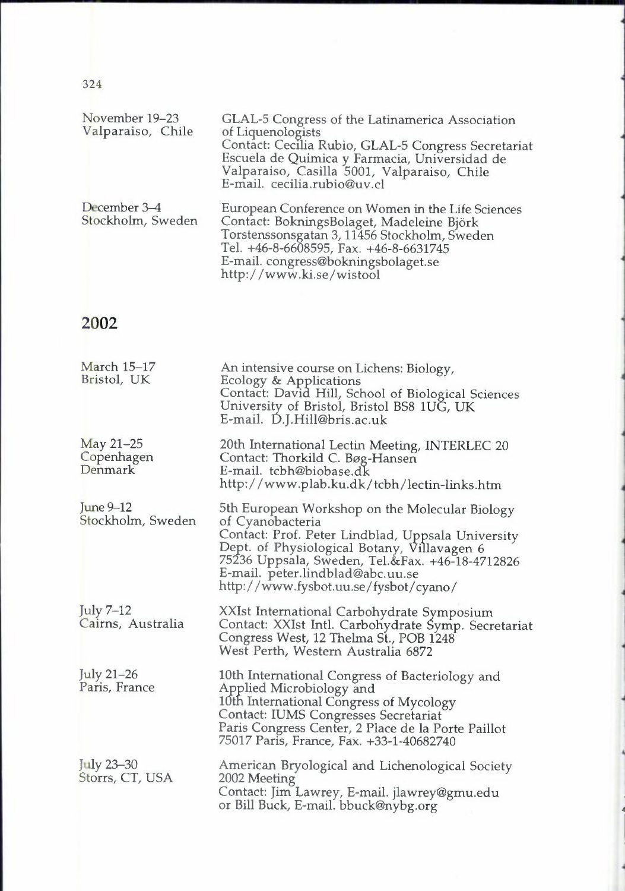November 19–23
Valparaiso, Chile

GLAL-5 Congress of the Latinamerica Association of Liquenologists
Contact: Cecilia Rubio, GLAL-5 Congress Secretariat
Escuela de Quimica y Farmacia, Universidad de Valparaiso, Casilla 5001, Valparaiso, Chile
E-mail. cecilia.rubio@uv.cl

December 3–4
Stockholm, Sweden

European Conference on Women in the Life Sciences
Contact: BokningsBolaget, Madeleine Björk
Torstenssonsgatan 3, 11456 Stockholm, Sweden
Tel. +46-8-6608595, Fax. +46-8-6631745
E-mail. congress@bokningsbolaget.se
http://www.ki.se/wistool

## 2002

March 15–17
Bristol, UK

An intensive course on Lichens: Biology, Ecology & Applications
Contact: David Hill, School of Biological Sciences
University of Bristol, Bristol BS8 1UG, UK
E-mail. D.J.Hill@bris.ac.uk

May 21–25
Copenhagen
Denmark

20th International Lectin Meeting, INTERLEC 20
Contact: Thorkild C. Bøg-Hansen
E-mail. tcbh@biobase.dk
http://www.plab.ku.dk/tcbh/lectin-links.htm

June 9–12
Stockholm, Sweden

5th European Workshop on the Molecular Biology of Cyanobacteria
Contact: Prof. Peter Lindblad, Uppsala University
Dept. of Physiological Botany, Villavagen 6
75236 Uppsala, Sweden, Tel.&Fax. +46-18-4712826
E-mail. peter.lindblad@abc.uu.se
http://www.fysbot.uu.se/fysbot/cyano/

July 7–12
Cairns, Australia

XXIst International Carbohydrate Symposium
Contact: XXIst Intl. Carbohydrate Symp. Secretariat
Congress West, 12 Thelma St., POB 1248
West Perth, Western Australia 6872

July 21–26
Paris, France

10th International Congress of Bacteriology and Applied Microbiology and
10th International Congress of Mycology
Contact: IUMS Congresses Secretariat
Paris Congress Center, 2 Place de la Porte Paillot
75017 Paris, France, Fax. +33-1-40682740

July 23–30
Storrs, CT, USA

American Bryological and Lichenological Society 2002 Meeting
Contact: Jim Lawrey, E-mail. jlawrey@gmu.edu
or Bill Buck, E-mail. bbuck@nybg.org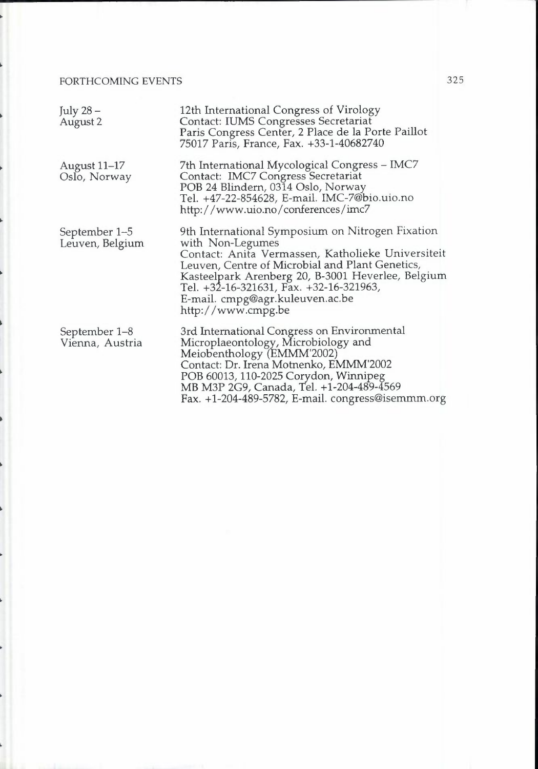| | |
|---|---|
| July 28 – August 2 | 12th International Congress of Virology<br>Contact: IUMS Congresses Secretariat<br>Paris Congress Center, 2 Place de la Porte Paillot<br>75017 Paris, France, Fax. +33-1-40682740 |
| August 11–17<br>Oslo, Norway | 7th International Mycological Congress – IMC7<br>Contact: IMC7 Congress Secretariat<br>POB 24 Blindern, 0314 Oslo, Norway<br>Tel. +47-22-854628, E-mail. IMC-7@bio.uio.no<br>http://www.uio.no/conferences/imc7 |
| September 1–5<br>Leuven, Belgium | 9th International Symposium on Nitrogen Fixation with Non-Legumes<br>Contact: Anita Vermassen, Katholieke Universiteit Leuven, Centre of Microbial and Plant Genetics, Kasteelpark Arenberg 20, B-3001 Heverlee, Belgium<br>Tel. +32-16-321631, Fax. +32-16-321963,<br>E-mail. cmpg@agr.kuleuven.ac.be<br>http://www.cmpg.be |
| September 1–8<br>Vienna, Austria | 3rd International Congress on Environmental Microplaeontology, Microbiology and Meiobenthology (EMMM'2002)<br>Contact: Dr. Irena Motnenko, EMMM'2002<br>POB 60013, 110-2025 Corydon, Winnipeg<br>MB M3P 2G9, Canada, Tel. +1-204-489-4569<br>Fax. +1-204-489-5782, E-mail. congress@isemmm.org |